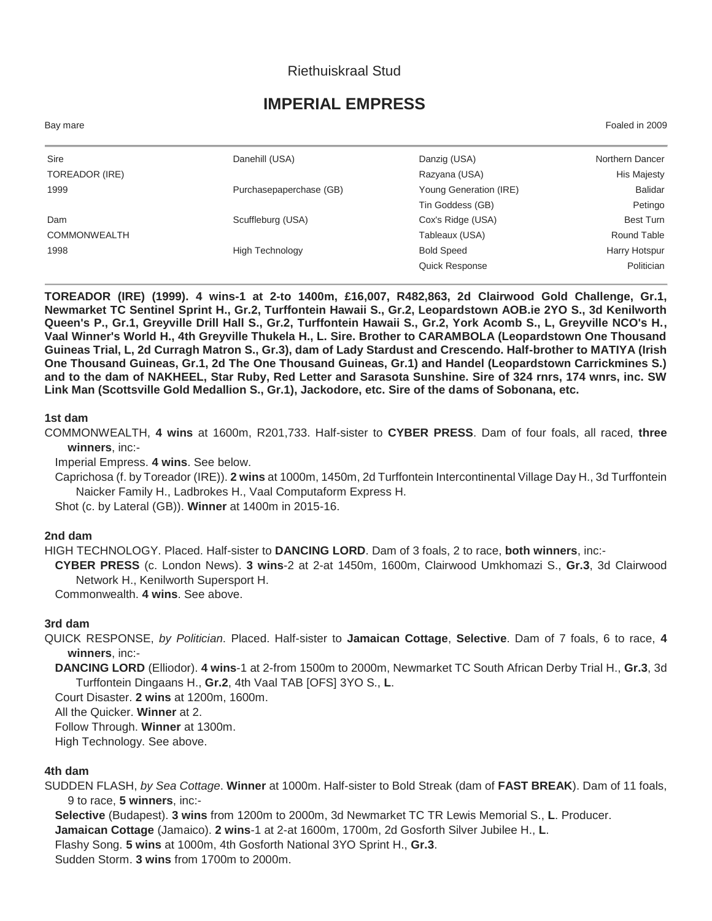Riethuiskraal Stud

# IMPERIAL EMPRESS

Bay mare | Foaled in 2009

| | | | |
|---|---|---|---|
| Sire | Danehill (USA) | Danzig (USA) | Northern Dancer |
| TOREADOR (IRE) | | Razyana (USA) | His Majesty |
| 1999 | Purchasepaperchase (GB) | Young Generation (IRE) | Balidar |
| | | Tin Goddess (GB) | Petingo |
| Dam | Scuffleburg (USA) | Cox's Ridge (USA) | Best Turn |
| COMMONWEALTH | | Tableaux (USA) | Round Table |
| 1998 | High Technology | Bold Speed | Harry Hotspur |
| | | Quick Response | Politician |

**TOREADOR (IRE) (1999). 4 wins-1 at 2-to 1400m, £16,007, R482,863, 2d Clairwood Gold Challenge, Gr.1, Newmarket TC Sentinel Sprint H., Gr.2, Turffontein Hawaii S., Gr.2, Leopardstown AOB.ie 2YO S., 3d Kenilworth Queen's P., Gr.1, Greyville Drill Hall S., Gr.2, Turffontein Hawaii S., Gr.2, York Acomb S., L, Greyville NCO's H., Vaal Winner's World H., 4th Greyville Thukela H., L. Sire. Brother to CARAMBOLA (Leopardstown One Thousand Guineas Trial, L, 2d Curragh Matron S., Gr.3), dam of Lady Stardust and Crescendo. Half-brother to MATIYA (Irish One Thousand Guineas, Gr.1, 2d The One Thousand Guineas, Gr.1) and Handel (Leopardstown Carrickmines S.) and to the dam of NAKHEEL, Star Ruby, Red Letter and Sarasota Sunshine. Sire of 324 rnrs, 174 wnrs, inc. SW Link Man (Scottsville Gold Medallion S., Gr.1), Jackodore, etc. Sire of the dams of Sobonana, etc.**

### 1st dam

COMMONWEALTH, **4 wins** at 1600m, R201,733. Half-sister to **CYBER PRESS**. Dam of four foals, all raced, **three winners**, inc:-

Imperial Empress. **4 wins**. See below.

Caprichosa (f. by Toreador (IRE)). **2 wins** at 1000m, 1450m, 2d Turffontein Intercontinental Village Day H., 3d Turffontein Naicker Family H., Ladbrokes H., Vaal Computaform Express H.

Shot (c. by Lateral (GB)). **Winner** at 1400m in 2015-16.

### 2nd dam

HIGH TECHNOLOGY. Placed. Half-sister to **DANCING LORD**. Dam of 3 foals, 2 to race, **both winners**, inc:-

**CYBER PRESS** (c. London News). **3 wins**-2 at 2-at 1450m, 1600m, Clairwood Umkhomazi S., **Gr.3**, 3d Clairwood Network H., Kenilworth Supersport H.

Commonwealth. **4 wins**. See above.

### 3rd dam

QUICK RESPONSE, *by Politician*. Placed. Half-sister to **Jamaican Cottage**, **Selective**. Dam of 7 foals, 6 to race, **4 winners**, inc:-

**DANCING LORD** (Elliodor). **4 wins**-1 at 2-from 1500m to 2000m, Newmarket TC South African Derby Trial H., **Gr.3**, 3d Turffontein Dingaans H., **Gr.2**, 4th Vaal TAB [OFS] 3YO S., **L**.

Court Disaster. **2 wins** at 1200m, 1600m.

All the Quicker. **Winner** at 2.

Follow Through. **Winner** at 1300m.

High Technology. See above.

### 4th dam

SUDDEN FLASH, *by Sea Cottage*. **Winner** at 1000m. Half-sister to Bold Streak (dam of **FAST BREAK**). Dam of 11 foals, 9 to race, **5 winners**, inc:-

**Selective** (Budapest). **3 wins** from 1200m to 2000m, 3d Newmarket TC TR Lewis Memorial S., **L**. Producer.

**Jamaican Cottage** (Jamaico). **2 wins**-1 at 2-at 1600m, 1700m, 2d Gosforth Silver Jubilee H., **L**.

Flashy Song. **5 wins** at 1000m, 4th Gosforth National 3YO Sprint H., **Gr.3**.

Sudden Storm. **3 wins** from 1700m to 2000m.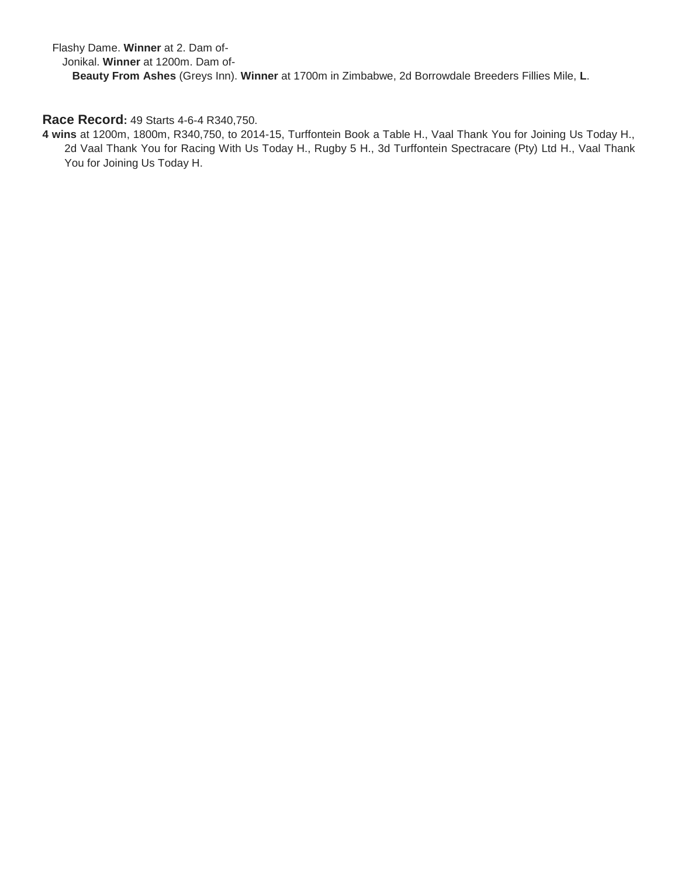Flashy Dame. **Winner** at 2. Dam of-

Jonikal. **Winner** at 1200m. Dam of-

**Beauty From Ashes** (Greys Inn). **Winner** at 1700m in Zimbabwe, 2d Borrowdale Breeders Fillies Mile, **L**.

**Race Record:** 49 Starts 4-6-4 R340,750.

**4 wins** at 1200m, 1800m, R340,750, to 2014-15, Turffontein Book a Table H., Vaal Thank You for Joining Us Today H., 2d Vaal Thank You for Racing With Us Today H., Rugby 5 H., 3d Turffontein Spectracare (Pty) Ltd H., Vaal Thank You for Joining Us Today H.